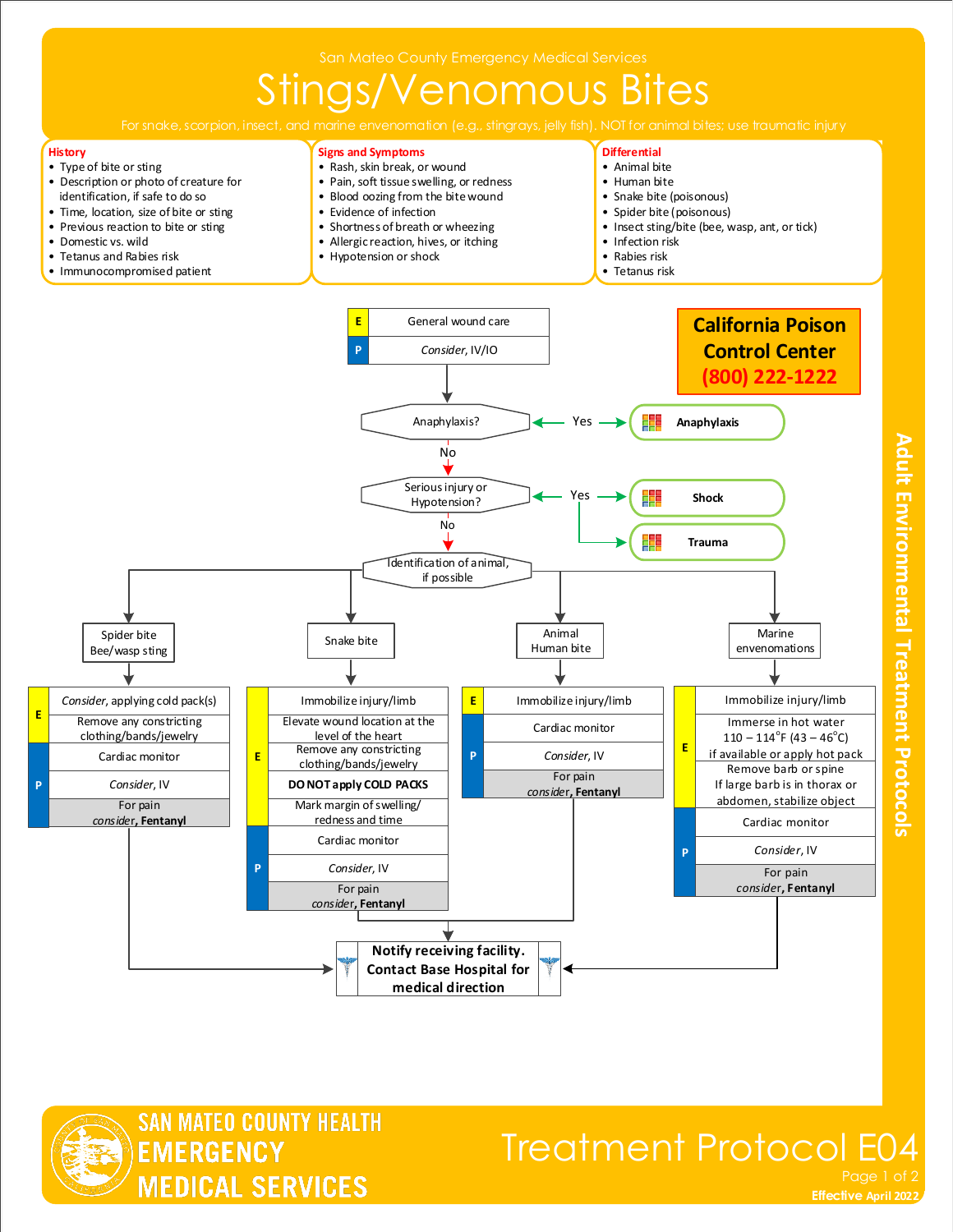San Mateo County Emergency Medical Services

# Stings/Venomous Bites

For snake, scorpion, insect, and marine envenomation (e.g., stingrays, jelly fish). NOT for animal bites; use traumatic injury

**History**
- Type of bite or sting
- Description or photo of creature for identification, if safe to do so
- Time, location, size of bite or sting
- Previous reaction to bite or sting
- Domestic vs. wild
- Tetanus and Rabies risk
- Immunocompromised patient

**Signs and Symptoms**
- Rash, skin break, or wound
- Pain, soft tissue swelling, or redness
- Blood oozing from the bite wound
- Evidence of infection
- Shortness of breath or wheezing
- Allergic reaction, hives, or itching
- Hypotension or shock

**Differential**
- Animal bite
- Human bite
- Snake bite (poisonous)
- Spider bite (poisonous)
- Insect sting/bite (bee, wasp, ant, or tick)
- Infection risk
- Rabies risk
- Tetanus risk

**California Poison Control Center**
**(800) 222-1222**

- **E**: General wound care
- **P**: *Consider*, IV/IO

**Anaphylaxis?**
- Yes → **Anaphylaxis**
- No ↓

**Serious injury or Hypotension?**
- Yes → **Shock**; **Trauma**
- No ↓

**Identification of animal, if possible**

**Spider bite / Bee/wasp sting**
- **E**: *Consider*, applying cold pack(s)
- **E**: Remove any constricting clothing/bands/jewelry
- **P**: Cardiac monitor
- **P**: *Consider*, IV
- **P**: For pain *consider*, **Fentanyl**

**Snake bite**
- **E**: Immobilize injury/limb
- **E**: Elevate wound location at the level of the heart
- **E**: Remove any constricting clothing/bands/jewelry
- **E**: **DO NOT apply COLD PACKS**
- **E**: Mark margin of swelling/redness and time
- **P**: Cardiac monitor
- **P**: *Consider*, IV
- **P**: For pain *consider*, **Fentanyl**

**Animal / Human bite**
- **E**: Immobilize injury/limb
- **P**: Cardiac monitor
- **P**: *Consider*, IV
- **P**: For pain *consider*, **Fentanyl**

**Marine envenomations**
- **E**: Immobilize injury/limb
- **E**: Immerse in hot water 110 – 114°F (43 – 46°C) if available or apply hot pack
- **E**: Remove barb or spine. If large barb is in thorax or abdomen, stabilize object
- **P**: Cardiac monitor
- **P**: *Consider*, IV
- **P**: For pain *consider*, **Fentanyl**

**Notify receiving facility. Contact Base Hospital for medical direction**

Adult Environmental Treatment Protocols

SAN MATEO COUNTY HEALTH EMERGENCY MEDICAL SERVICES

Treatment Protocol E04

Effective April 2022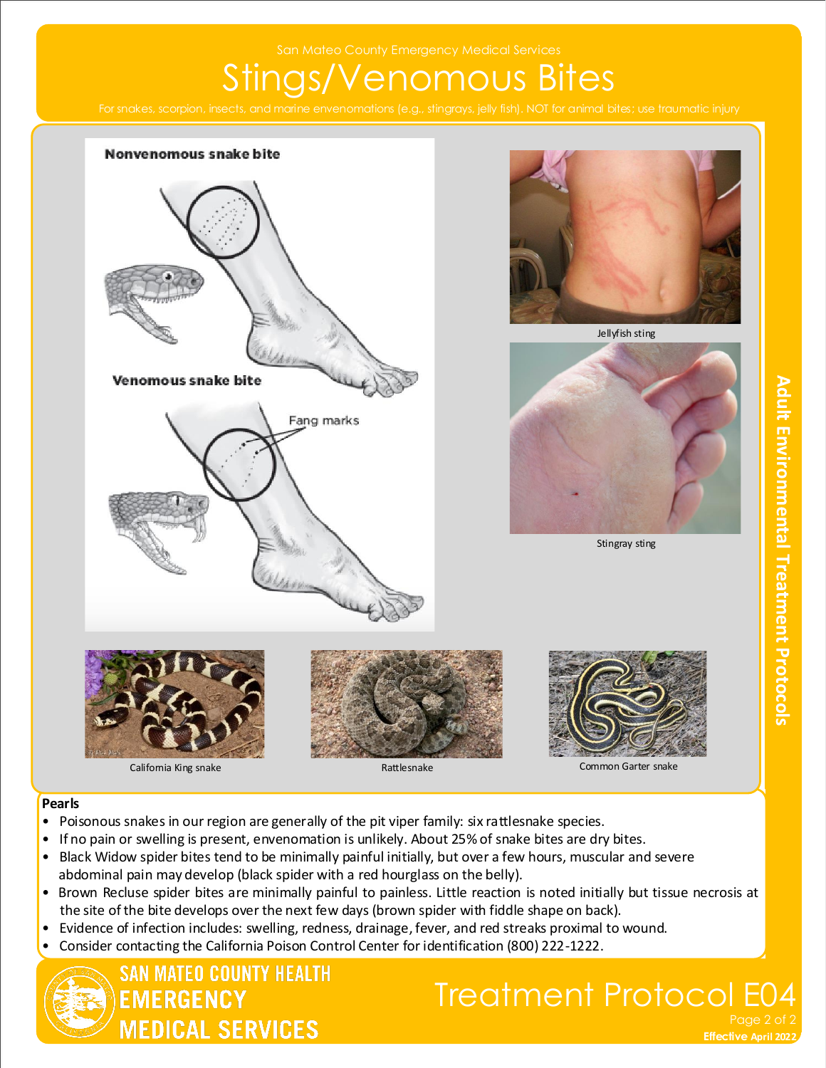San Mateo County Emergency Medical Services

# Stings/Venomous Bites

For snakes, scorpion, insects, and marine envenomations (e.g., stingrays, jelly fish). NOT for animal bites; use traumatic injury

Nonvenomous snake bite

Venomous snake bite

Fang marks

Jellyfish sting

Stingray sting

California King snake

Rattlesnake

Common Garter snake

## Pearls

- Poisonous snakes in our region are generally of the pit viper family: six rattlesnake species.
- If no pain or swelling is present, envenomation is unlikely. About 25% of snake bites are dry bites.
- Black Widow spider bites tend to be minimally painful initially, but over a few hours, muscular and severe abdominal pain may develop (black spider with a red hourglass on the belly).
- Brown Recluse spider bites are minimally painful to painless. Little reaction is noted initially but tissue necrosis at the site of the bite develops over the next few days (brown spider with fiddle shape on back).
- Evidence of infection includes: swelling, redness, drainage, fever, and red streaks proximal to wound.
- Consider contacting the California Poison Control Center for identification (800) 222-1222.

Treatment Protocol E04

Effective April 2022